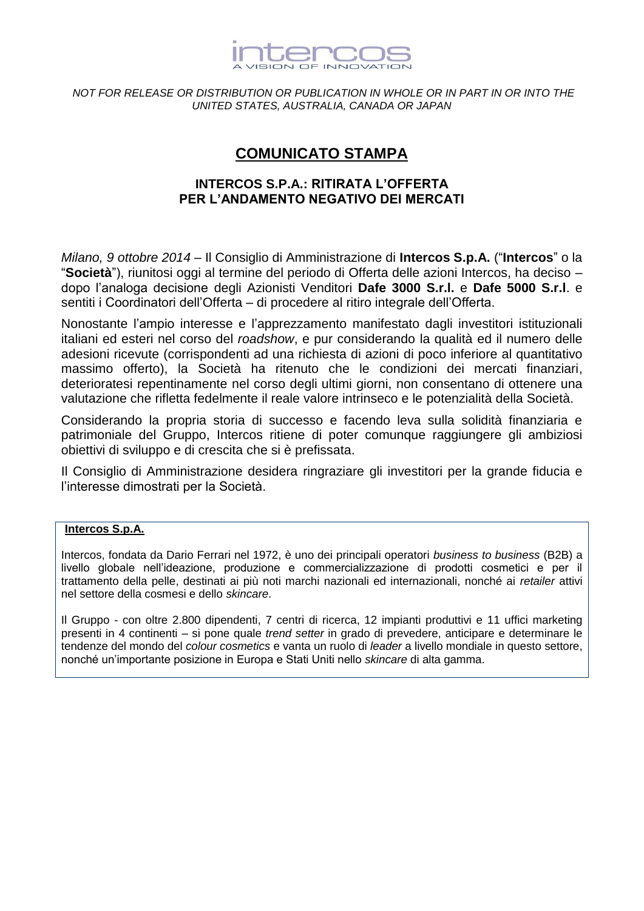intercos
A VISION OF INNOVATION

*NOT FOR RELEASE OR DISTRIBUTION OR PUBLICATION IN WHOLE OR IN PART IN OR INTO THE UNITED STATES, AUSTRALIA, CANADA OR JAPAN*

# COMUNICATO STAMPA

## INTERCOS S.P.A.: RITIRATA L'OFFERTA PER L'ANDAMENTO NEGATIVO DEI MERCATI

*Milano, 9 ottobre 2014* – Il Consiglio di Amministrazione di **Intercos S.p.A.** ("**Intercos**" o la "**Società**"), riunitosi oggi al termine del periodo di Offerta delle azioni Intercos, ha deciso – dopo l'analoga decisione degli Azionisti Venditori **Dafe 3000 S.r.l.** e **Dafe 5000 S.r.l**. e sentiti i Coordinatori dell'Offerta – di procedere al ritiro integrale dell'Offerta.

Nonostante l'ampio interesse e l'apprezzamento manifestato dagli investitori istituzionali italiani ed esteri nel corso del *roadshow*, e pur considerando la qualità ed il numero delle adesioni ricevute (corrispondenti ad una richiesta di azioni di poco inferiore al quantitativo massimo offerto), la Società ha ritenuto che le condizioni dei mercati finanziari, deterioratesi repentinamente nel corso degli ultimi giorni, non consentano di ottenere una valutazione che rifletta fedelmente il reale valore intrinseco e le potenzialità della Società.

Considerando la propria storia di successo e facendo leva sulla solidità finanziaria e patrimoniale del Gruppo, Intercos ritiene di poter comunque raggiungere gli ambiziosi obiettivi di sviluppo e di crescita che si è prefissata.

Il Consiglio di Amministrazione desidera ringraziare gli investitori per la grande fiducia e l'interesse dimostrati per la Società.

**Intercos S.p.A.**

Intercos, fondata da Dario Ferrari nel 1972, è uno dei principali operatori *business to business* (B2B) a livello globale nell'ideazione, produzione e commercializzazione di prodotti cosmetici e per il trattamento della pelle, destinati ai più noti marchi nazionali ed internazionali, nonché ai *retailer* attivi nel settore della cosmesi e dello *skincare*.

Il Gruppo - con oltre 2.800 dipendenti, 7 centri di ricerca, 12 impianti produttivi e 11 uffici marketing presenti in 4 continenti – si pone quale *trend setter* in grado di prevedere, anticipare e determinare le tendenze del mondo del *colour cosmetics* e vanta un ruolo di *leader* a livello mondiale in questo settore, nonché un'importante posizione in Europa e Stati Uniti nello *skincare* di alta gamma.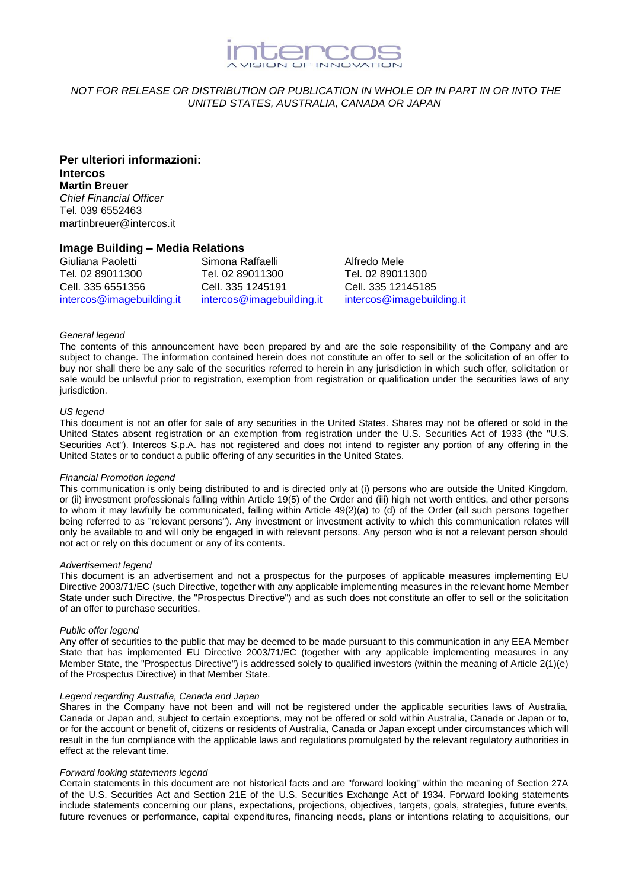intercos
A VISION OF INNOVATION

*NOT FOR RELEASE OR DISTRIBUTION OR PUBLICATION IN WHOLE OR IN PART IN OR INTO THE UNITED STATES, AUSTRALIA, CANADA OR JAPAN*

**Per ulteriori informazioni:**
**Intercos**
**Martin Breuer**
*Chief Financial Officer*
Tel. 039 6552463
martinbreuer@intercos.it

**Image Building – Media Relations**

Giuliana Paoletti
Tel. 02 89011300
Cell. 335 6551356
intercos@imagebuilding.it

Simona Raffaelli
Tel. 02 89011300
Cell. 335 1245191
intercos@imagebuilding.it

Alfredo Mele
Tel. 02 89011300
Cell. 335 12145185
intercos@imagebuilding.it

*General legend*
The contents of this announcement have been prepared by and are the sole responsibility of the Company and are subject to change. The information contained herein does not constitute an offer to sell or the solicitation of an offer to buy nor shall there be any sale of the securities referred to herein in any jurisdiction in which such offer, solicitation or sale would be unlawful prior to registration, exemption from registration or qualification under the securities laws of any jurisdiction.

*US legend*
This document is not an offer for sale of any securities in the United States. Shares may not be offered or sold in the United States absent registration or an exemption from registration under the U.S. Securities Act of 1933 (the "U.S. Securities Act"). Intercos S.p.A. has not registered and does not intend to register any portion of any offering in the United States or to conduct a public offering of any securities in the United States.

*Financial Promotion legend*
This communication is only being distributed to and is directed only at (i) persons who are outside the United Kingdom, or (ii) investment professionals falling within Article 19(5) of the Order and (iii) high net worth entities, and other persons to whom it may lawfully be communicated, falling within Article 49(2)(a) to (d) of the Order (all such persons together being referred to as "relevant persons"). Any investment or investment activity to which this communication relates will only be available to and will only be engaged in with relevant persons. Any person who is not a relevant person should not act or rely on this document or any of its contents.

*Advertisement legend*
This document is an advertisement and not a prospectus for the purposes of applicable measures implementing EU Directive 2003/71/EC (such Directive, together with any applicable implementing measures in the relevant home Member State under such Directive, the "Prospectus Directive") and as such does not constitute an offer to sell or the solicitation of an offer to purchase securities.

*Public offer legend*
Any offer of securities to the public that may be deemed to be made pursuant to this communication in any EEA Member State that has implemented EU Directive 2003/71/EC (together with any applicable implementing measures in any Member State, the "Prospectus Directive") is addressed solely to qualified investors (within the meaning of Article 2(1)(e) of the Prospectus Directive) in that Member State.

*Legend regarding Australia, Canada and Japan*
Shares in the Company have not been and will not be registered under the applicable securities laws of Australia, Canada or Japan and, subject to certain exceptions, may not be offered or sold within Australia, Canada or Japan or to, or for the account or benefit of, citizens or residents of Australia, Canada or Japan except under circumstances which will result in the fun compliance with the applicable laws and regulations promulgated by the relevant regulatory authorities in effect at the relevant time.

*Forward looking statements legend*
Certain statements in this document are not historical facts and are "forward looking" within the meaning of Section 27A of the U.S. Securities Act and Section 21E of the U.S. Securities Exchange Act of 1934. Forward looking statements include statements concerning our plans, expectations, projections, objectives, targets, goals, strategies, future events, future revenues or performance, capital expenditures, financing needs, plans or intentions relating to acquisitions, our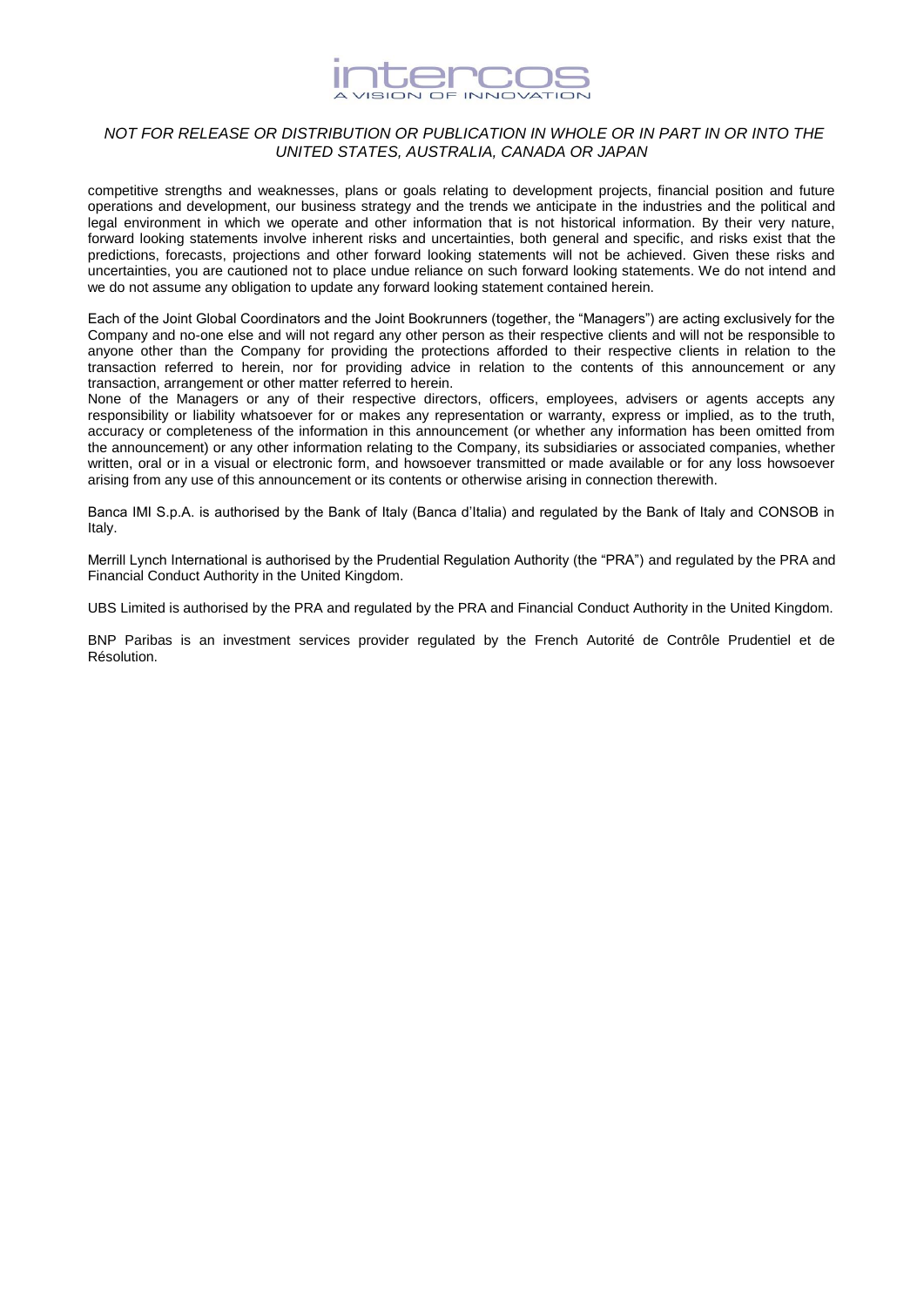*NOT FOR RELEASE OR DISTRIBUTION OR PUBLICATION IN WHOLE OR IN PART IN OR INTO THE UNITED STATES, AUSTRALIA, CANADA OR JAPAN*

competitive strengths and weaknesses, plans or goals relating to development projects, financial position and future operations and development, our business strategy and the trends we anticipate in the industries and the political and legal environment in which we operate and other information that is not historical information. By their very nature, forward looking statements involve inherent risks and uncertainties, both general and specific, and risks exist that the predictions, forecasts, projections and other forward looking statements will not be achieved. Given these risks and uncertainties, you are cautioned not to place undue reliance on such forward looking statements. We do not intend and we do not assume any obligation to update any forward looking statement contained herein.

Each of the Joint Global Coordinators and the Joint Bookrunners (together, the "Managers") are acting exclusively for the Company and no-one else and will not regard any other person as their respective clients and will not be responsible to anyone other than the Company for providing the protections afforded to their respective clients in relation to the transaction referred to herein, nor for providing advice in relation to the contents of this announcement or any transaction, arrangement or other matter referred to herein.
None of the Managers or any of their respective directors, officers, employees, advisers or agents accepts any responsibility or liability whatsoever for or makes any representation or warranty, express or implied, as to the truth, accuracy or completeness of the information in this announcement (or whether any information has been omitted from the announcement) or any other information relating to the Company, its subsidiaries or associated companies, whether written, oral or in a visual or electronic form, and howsoever transmitted or made available or for any loss howsoever arising from any use of this announcement or its contents or otherwise arising in connection therewith.

Banca IMI S.p.A. is authorised by the Bank of Italy (Banca d'Italia) and regulated by the Bank of Italy and CONSOB in Italy.

Merrill Lynch International is authorised by the Prudential Regulation Authority (the "PRA") and regulated by the PRA and Financial Conduct Authority in the United Kingdom.

UBS Limited is authorised by the PRA and regulated by the PRA and Financial Conduct Authority in the United Kingdom.

BNP Paribas is an investment services provider regulated by the French Autorité de Contrôle Prudentiel et de Résolution.